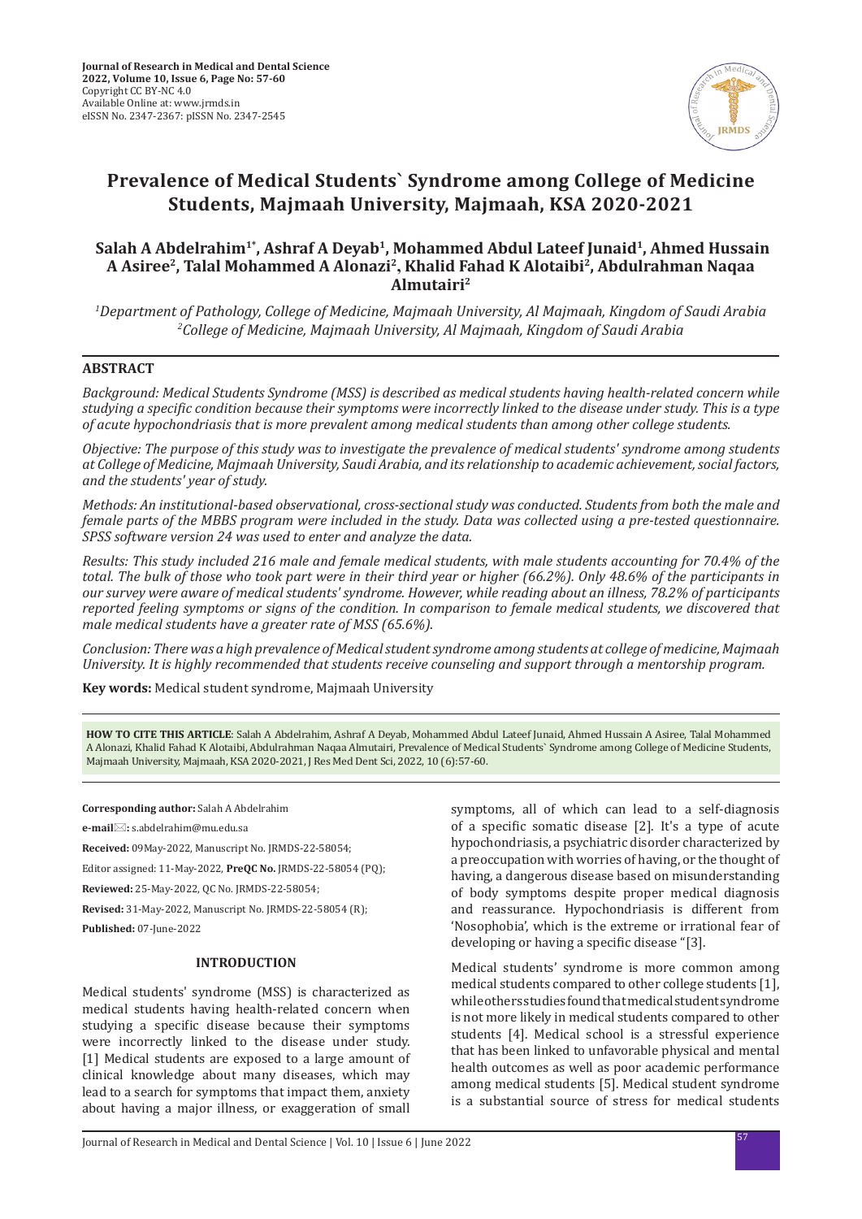# Prevalence of Medical Students` Syndrome among College of Medicine Students, Majmaah University, Majmaah, KSA 2020-2021

**Salah A Abdelrahim[1*], Ashraf A Deyab[1], Mohammed Abdul Lateef Junaid[1], Ahmed Hussain A Asiree[2], Talal Mohammed A Alonazi[2], Khalid Fahad K Alotaibi[2], Abdulrahman Naqaa Almutairi[2]**

*[1]Department of Pathology, College of Medicine, Majmaah University, Al Majmaah, Kingdom of Saudi Arabia*
*[2]College of Medicine, Majmaah University, Al Majmaah, Kingdom of Saudi Arabia*

## ABSTRACT

*Background: Medical Students Syndrome (MSS) is described as medical students having health-related concern while studying a specific condition because their symptoms were incorrectly linked to the disease under study. This is a type of acute hypochondriasis that is more prevalent among medical students than among other college students.*

*Objective: The purpose of this study was to investigate the prevalence of medical students' syndrome among students at College of Medicine, Majmaah University, Saudi Arabia, and its relationship to academic achievement, social factors, and the students' year of study.*

*Methods: An institutional-based observational, cross-sectional study was conducted. Students from both the male and female parts of the MBBS program were included in the study. Data was collected using a pre-tested questionnaire. SPSS software version 24 was used to enter and analyze the data.*

*Results: This study included 216 male and female medical students, with male students accounting for 70.4% of the total. The bulk of those who took part were in their third year or higher (66.2%). Only 48.6% of the participants in our survey were aware of medical students' syndrome. However, while reading about an illness, 78.2% of participants reported feeling symptoms or signs of the condition. In comparison to female medical students, we discovered that male medical students have a greater rate of MSS (65.6%).*

*Conclusion: There was a high prevalence of Medical student syndrome among students at college of medicine, Majmaah University. It is highly recommended that students receive counseling and support through a mentorship program.*

**Key words:** Medical student syndrome, Majmaah University

**HOW TO CITE THIS ARTICLE**: Salah A Abdelrahim, Ashraf A Deyab, Mohammed Abdul Lateef Junaid, Ahmed Hussain A Asiree, Talal Mohammed A Alonazi, Khalid Fahad K Alotaibi, Abdulrahman Naqaa Almutairi, Prevalence of Medical Students` Syndrome among College of Medicine Students, Majmaah University, Majmaah, KSA 2020-2021, J Res Med Dent Sci, 2022, 10 (6):57-60.

**Corresponding author:** Salah A Abdelrahim

**e-mail:** s.abdelrahim@mu.edu.sa

**Received:** 09May-2022, Manuscript No. JRMDS-22-58054;

Editor assigned: 11-May-2022, **PreQC No.** JRMDS-22-58054 (PQ);

**Reviewed:** 25-May-2022, QC No. JRMDS-22-58054;

**Revised:** 31-May-2022, Manuscript No. JRMDS-22-58054 (R);

**Published:** 07-June-2022

## INTRODUCTION

Medical students' syndrome (MSS) is characterized as medical students having health-related concern when studying a specific disease because their symptoms were incorrectly linked to the disease under study. [1] Medical students are exposed to a large amount of clinical knowledge about many diseases, which may lead to a search for symptoms that impact them, anxiety about having a major illness, or exaggeration of small symptoms, all of which can lead to a self-diagnosis of a specific somatic disease [2]. It's a type of acute hypochondriasis, a psychiatric disorder characterized by a preoccupation with worries of having, or the thought of having, a dangerous disease based on misunderstanding of body symptoms despite proper medical diagnosis and reassurance. Hypochondriasis is different from 'Nosophobia', which is the extreme or irrational fear of developing or having a specific disease "[3].

Medical students' syndrome is more common among medical students compared to other college students [1], while others studies found that medical student syndrome is not more likely in medical students compared to other students [4]. Medical school is a stressful experience that has been linked to unfavorable physical and mental health outcomes as well as poor academic performance among medical students [5]. Medical student syndrome is a substantial source of stress for medical students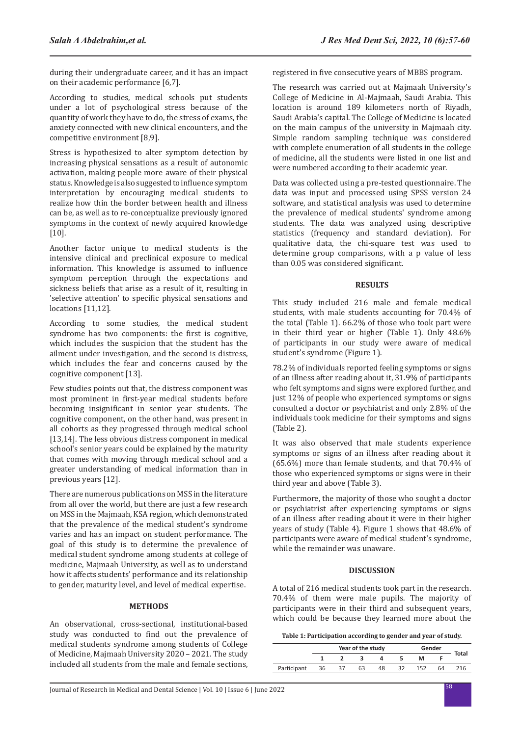during their undergraduate career, and it has an impact on their academic performance [6,7].

According to studies, medical schools put students under a lot of psychological stress because of the quantity of work they have to do, the stress of exams, the anxiety connected with new clinical encounters, and the competitive environment [8,9].

Stress is hypothesized to alter symptom detection by increasing physical sensations as a result of autonomic activation, making people more aware of their physical status. Knowledge is also suggested to influence symptom interpretation by encouraging medical students to realize how thin the border between health and illness can be, as well as to re-conceptualize previously ignored symptoms in the context of newly acquired knowledge [10].

Another factor unique to medical students is the intensive clinical and preclinical exposure to medical information. This knowledge is assumed to influence symptom perception through the expectations and sickness beliefs that arise as a result of it, resulting in 'selective attention' to specific physical sensations and locations [11,12].

According to some studies, the medical student syndrome has two components: the first is cognitive, which includes the suspicion that the student has the ailment under investigation, and the second is distress, which includes the fear and concerns caused by the cognitive component [13].

Few studies points out that, the distress component was most prominent in first-year medical students before becoming insignificant in senior year students. The cognitive component, on the other hand, was present in all cohorts as they progressed through medical school [13,14]. The less obvious distress component in medical school's senior years could be explained by the maturity that comes with moving through medical school and a greater understanding of medical information than in previous years [12].

There are numerous publications on MSS in the literature from all over the world, but there are just a few research on MSS in the Majmaah, KSA region, which demonstrated that the prevalence of the medical student's syndrome varies and has an impact on student performance. The goal of this study is to determine the prevalence of medical student syndrome among students at college of medicine, Majmaah University, as well as to understand how it affects students' performance and its relationship to gender, maturity level, and level of medical expertise.

## METHODS

An observational, cross-sectional, institutional-based study was conducted to find out the prevalence of medical students syndrome among students of College of Medicine, Majmaah University 2020 – 2021. The study included all students from the male and female sections, registered in five consecutive years of MBBS program.

The research was carried out at Majmaah University's College of Medicine in Al-Majmaah, Saudi Arabia. This location is around 189 kilometers north of Riyadh, Saudi Arabia's capital. The College of Medicine is located on the main campus of the university in Majmaah city. Simple random sampling technique was considered with complete enumeration of all students in the college of medicine, all the students were listed in one list and were numbered according to their academic year.

Data was collected using a pre-tested questionnaire. The data was input and processed using SPSS version 24 software, and statistical analysis was used to determine the prevalence of medical students' syndrome among students. The data was analyzed using descriptive statistics (frequency and standard deviation). For qualitative data, the chi-square test was used to determine group comparisons, with a p value of less than 0.05 was considered significant.

## RESULTS

This study included 216 male and female medical students, with male students accounting for 70.4% of the total (Table 1). 66.2% of those who took part were in their third year or higher (Table 1). Only 48.6% of participants in our study were aware of medical student's syndrome (Figure 1).

78.2% of individuals reported feeling symptoms or signs of an illness after reading about it, 31.9% of participants who felt symptoms and signs were explored further, and just 12% of people who experienced symptoms or signs consulted a doctor or psychiatrist and only 2.8% of the individuals took medicine for their symptoms and signs (Table 2).

It was also observed that male students experience symptoms or signs of an illness after reading about it (65.6%) more than female students, and that 70.4% of those who experienced symptoms or signs were in their third year and above (Table 3).

Furthermore, the majority of those who sought a doctor or psychiatrist after experiencing symptoms or signs of an illness after reading about it were in their higher years of study (Table 4). Figure 1 shows that 48.6% of participants were aware of medical student's syndrome, while the remainder was unaware.

## DISCUSSION

A total of 216 medical students took part in the research. 70.4% of them were male pupils. The majority of participants were in their third and subsequent years, which could be because they learned more about the

**Table 1: Participation according to gender and year of study.**

| | Year of the study | | | | | Gender | | Total |
|---|---|---|---|---|---|---|---|---|
| | 1 | 2 | 3 | 4 | 5 | M | F | |
| Participant | 36 | 37 | 63 | 48 | 32 | 152 | 64 | 216 |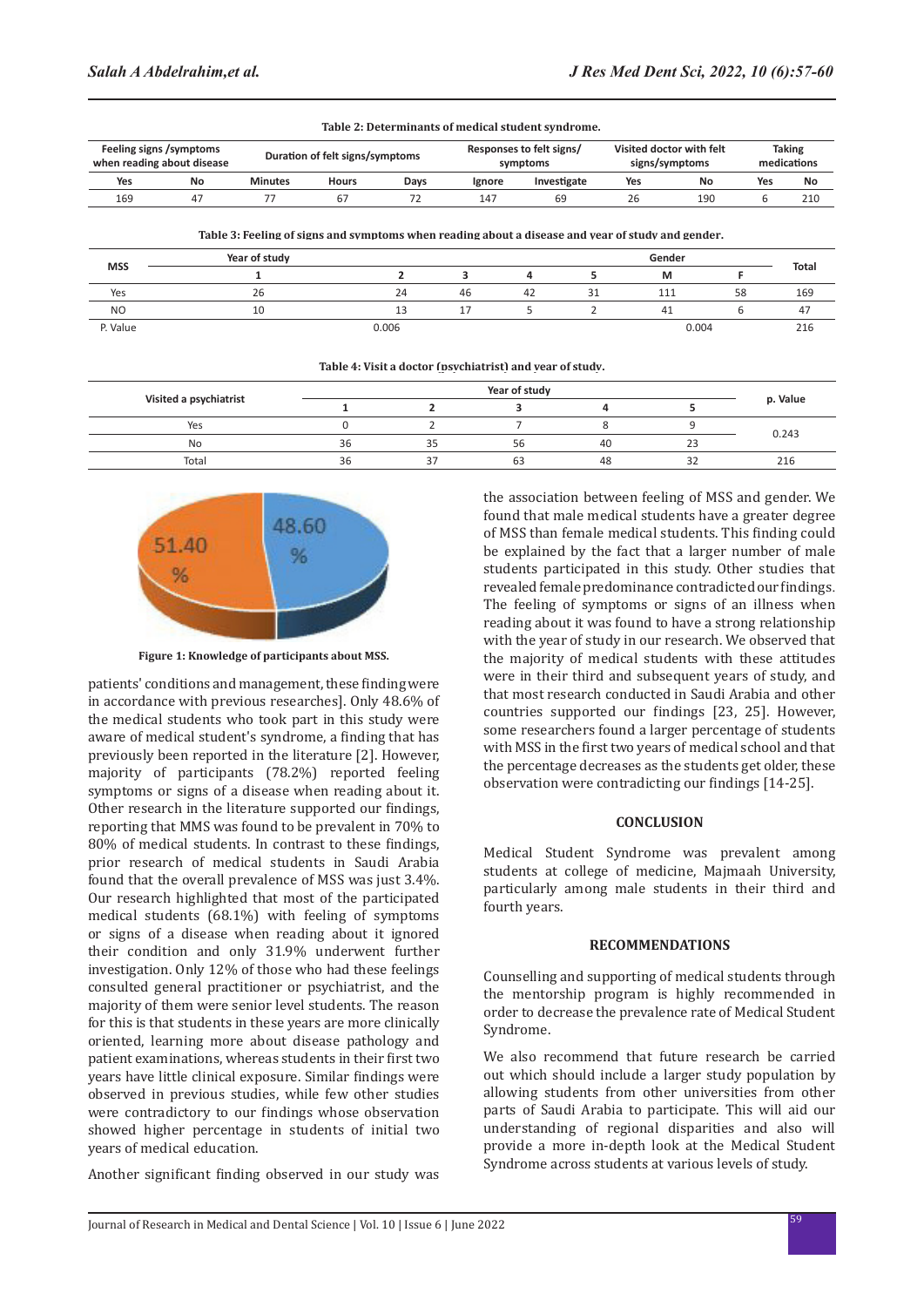**Table 2: Determinants of medical student syndrome.**

| Feeling signs /symptoms when reading about disease | | Duration of felt signs/symptoms | | | Responses to felt signs/ symptoms | | Visited doctor with felt signs/symptoms | | Taking medications | |
|---|---|---|---|---|---|---|---|---|---|---|
| Yes | No | Minutes | Hours | Days | Ignore | Investigate | Yes | No | Yes | No |
| 169 | 47 | 77 | 67 | 72 | 147 | 69 | 26 | 190 | 6 | 210 |

**Table 3: Feeling of signs and symptoms when reading about a disease and year of study and gender.**

| MSS | Year of study | | | | | Gender | | Total |
|---|---|---|---|---|---|---|---|---|
| | 1 | 2 | 3 | 4 | 5 | M | F | |
| Yes | 26 | 24 | 46 | 42 | 31 | 111 | 58 | 169 |
| NO | 10 | 13 | 17 | 5 | 2 | 41 | 6 | 47 |
| P. Value | | 0.006 | | | | 0.004 | | 216 |

**Table 4: Visit a doctor (psychiatrist) and year of study.**

| Visited a psychiatrist | Year of study | | | | | p. Value |
|---|---|---|---|---|---|---|
| | 1 | 2 | 3 | 4 | 5 | |
| Yes | 0 | 2 | 7 | 8 | 9 | 0.243 |
| No | 36 | 35 | 56 | 40 | 23 | |
| Total | 36 | 37 | 63 | 48 | 32 | 216 |

**Figure 1: Knowledge of participants about MSS.**

patients' conditions and management, these finding were in accordance with previous researches]. Only 48.6% of the medical students who took part in this study were aware of medical student's syndrome, a finding that has previously been reported in the literature [2]. However, majority of participants (78.2%) reported feeling symptoms or signs of a disease when reading about it. Other research in the literature supported our findings, reporting that MMS was found to be prevalent in 70% to 80% of medical students. In contrast to these findings, prior research of medical students in Saudi Arabia found that the overall prevalence of MSS was just 3.4%. Our research highlighted that most of the participated medical students (68.1%) with feeling of symptoms or signs of a disease when reading about it ignored their condition and only 31.9% underwent further investigation. Only 12% of those who had these feelings consulted general practitioner or psychiatrist, and the majority of them were senior level students. The reason for this is that students in these years are more clinically oriented, learning more about disease pathology and patient examinations, whereas students in their first two years have little clinical exposure. Similar findings were observed in previous studies, while few other studies were contradictory to our findings whose observation showed higher percentage in students of initial two years of medical education.

Another significant finding observed in our study was the association between feeling of MSS and gender. We found that male medical students have a greater degree of MSS than female medical students. This finding could be explained by the fact that a larger number of male students participated in this study. Other studies that revealed female predominance contradicted our findings. The feeling of symptoms or signs of an illness when reading about it was found to have a strong relationship with the year of study in our research. We observed that the majority of medical students with these attitudes were in their third and subsequent years of study, and that most research conducted in Saudi Arabia and other countries supported our findings [23, 25]. However, some researchers found a larger percentage of students with MSS in the first two years of medical school and that the percentage decreases as the students get older, these observation were contradicting our findings [14-25].

## CONCLUSION

Medical Student Syndrome was prevalent among students at college of medicine, Majmaah University, particularly among male students in their third and fourth years.

## RECOMMENDATIONS

Counselling and supporting of medical students through the mentorship program is highly recommended in order to decrease the prevalence rate of Medical Student Syndrome.

We also recommend that future research be carried out which should include a larger study population by allowing students from other universities from other parts of Saudi Arabia to participate. This will aid our understanding of regional disparities and also will provide a more in-depth look at the Medical Student Syndrome across students at various levels of study.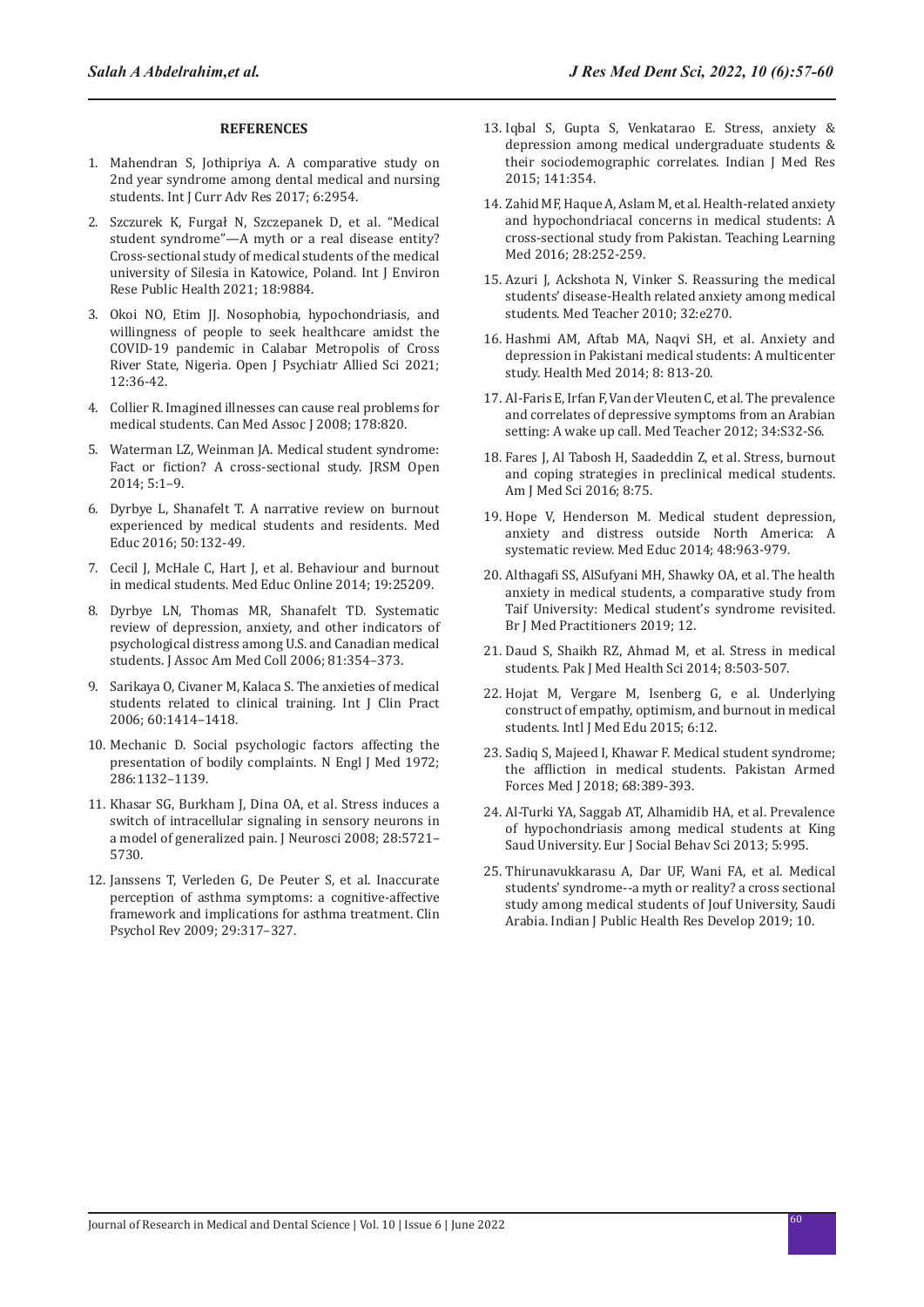## REFERENCES

1. Mahendran S, Jothipriya A. A comparative study on 2nd year syndrome among dental medical and nursing students. Int J Curr Adv Res 2017; 6:2954.
2. Szczurek K, Furgał N, Szczepanek D, et al. "Medical student syndrome"—A myth or a real disease entity? Cross-sectional study of medical students of the medical university of Silesia in Katowice, Poland. Int J Environ Rese Public Health 2021; 18:9884.
3. Okoi NO, Etim JJ. Nosophobia, hypochondriasis, and willingness of people to seek healthcare amidst the COVID-19 pandemic in Calabar Metropolis of Cross River State, Nigeria. Open J Psychiatr Allied Sci 2021; 12:36-42.
4. Collier R. Imagined illnesses can cause real problems for medical students. Can Med Assoc J 2008; 178:820.
5. Waterman LZ, Weinman JA. Medical student syndrome: Fact or fiction? A cross-sectional study. JRSM Open 2014; 5:1–9.
6. Dyrbye L, Shanafelt T. A narrative review on burnout experienced by medical students and residents. Med Educ 2016; 50:132-49.
7. Cecil J, McHale C, Hart J, et al. Behaviour and burnout in medical students. Med Educ Online 2014; 19:25209.
8. Dyrbye LN, Thomas MR, Shanafelt TD. Systematic review of depression, anxiety, and other indicators of psychological distress among U.S. and Canadian medical students. J Assoc Am Med Coll 2006; 81:354–373.
9. Sarikaya O, Civaner M, Kalaca S. The anxieties of medical students related to clinical training. Int J Clin Pract 2006; 60:1414–1418.
10. Mechanic D. Social psychologic factors affecting the presentation of bodily complaints. N Engl J Med 1972; 286:1132–1139.
11. Khasar SG, Burkham J, Dina OA, et al. Stress induces a switch of intracellular signaling in sensory neurons in a model of generalized pain. J Neurosci 2008; 28:5721–5730.
12. Janssens T, Verleden G, De Peuter S, et al. Inaccurate perception of asthma symptoms: a cognitive-affective framework and implications for asthma treatment. Clin Psychol Rev 2009; 29:317–327.
13. Iqbal S, Gupta S, Venkatarao E. Stress, anxiety & depression among medical undergraduate students & their sociodemographic correlates. Indian J Med Res 2015; 141:354.
14. Zahid MF, Haque A, Aslam M, et al. Health-related anxiety and hypochondriacal concerns in medical students: A cross-sectional study from Pakistan. Teaching Learning Med 2016; 28:252-259.
15. Azuri J, Ackshota N, Vinker S. Reassuring the medical students' disease-Health related anxiety among medical students. Med Teacher 2010; 32:e270.
16. Hashmi AM, Aftab MA, Naqvi SH, et al. Anxiety and depression in Pakistani medical students: A multicenter study. Health Med 2014; 8: 813-20.
17. Al-Faris E, Irfan F, Van der Vleuten C, et al. The prevalence and correlates of depressive symptoms from an Arabian setting: A wake up call. Med Teacher 2012; 34:S32-S6.
18. Fares J, Al Tabosh H, Saadeddin Z, et al. Stress, burnout and coping strategies in preclinical medical students. Am J Med Sci 2016; 8:75.
19. Hope V, Henderson M. Medical student depression, anxiety and distress outside North America: A systematic review. Med Educ 2014; 48:963-979.
20. Althagafi SS, AlSufyani MH, Shawky OA, et al. The health anxiety in medical students, a comparative study from Taif University: Medical student's syndrome revisited. Br J Med Practitioners 2019; 12.
21. Daud S, Shaikh RZ, Ahmad M, et al. Stress in medical students. Pak J Med Health Sci 2014; 8:503-507.
22. Hojat M, Vergare M, Isenberg G, e al. Underlying construct of empathy, optimism, and burnout in medical students. Intl J Med Edu 2015; 6:12.
23. Sadiq S, Majeed I, Khawar F. Medical student syndrome; the affliction in medical students. Pakistan Armed Forces Med J 2018; 68:389-393.
24. Al-Turki YA, Saggab AT, Alhamidib HA, et al. Prevalence of hypochondriasis among medical students at King Saud University. Eur J Social Behav Sci 2013; 5:995.
25. Thirunavukkarasu A, Dar UF, Wani FA, et al. Medical students' syndrome--a myth or reality? a cross sectional study among medical students of Jouf University, Saudi Arabia. Indian J Public Health Res Develop 2019; 10.